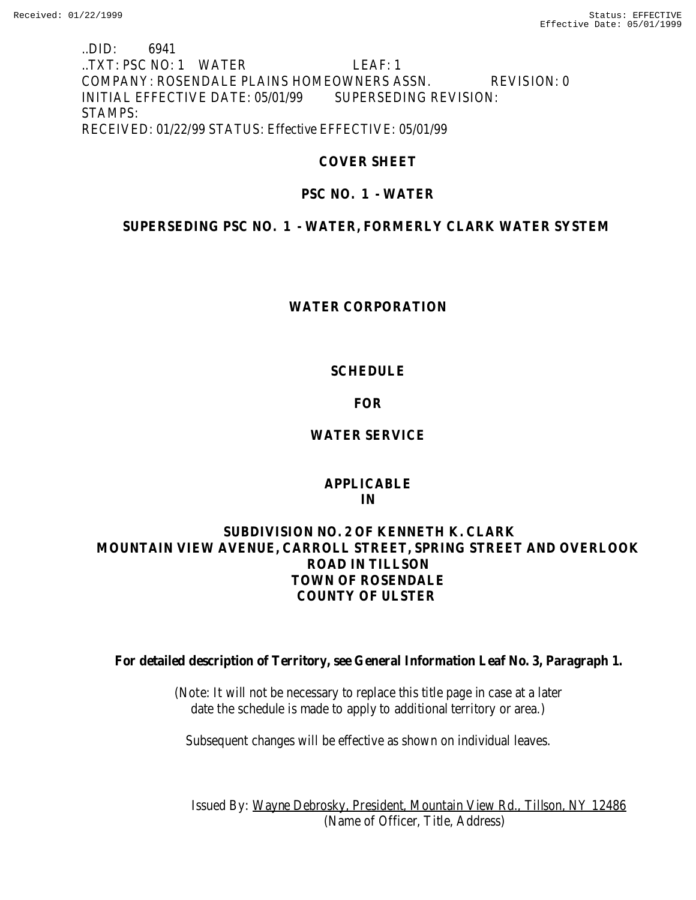..DID: 6941
..TXT: PSC NO: 1 WATER LEAF: 1
COMPANY: ROSENDALE PLAINS HOMEOWNERS ASSN. REVISION: 0
INITIAL EFFECTIVE DATE: 05/01/99 SUPERSEDING REVISION:
STAMPS:
RECEIVED: 01/22/99 STATUS: Effective EFFECTIVE: 05/01/99

**COVER SHEET**

**PSC NO. 1 - WATER**

**SUPERSEDING PSC NO. 1 - WATER, FORMERLY CLARK WATER SYSTEM**

**WATER CORPORATION**

**SCHEDULE**

**FOR**

**WATER SERVICE**

**APPLICABLE**
**IN**

**SUBDIVISION NO. 2 OF KENNETH K. CLARK**
**MOUNTAIN VIEW AVENUE, CARROLL STREET, SPRING STREET AND OVERLOOK ROAD IN TILLSON**
**TOWN OF ROSENDALE**
**COUNTY OF ULSTER**

**For detailed description of Territory, see General Information Leaf No. 3, Paragraph 1.**

(Note: It will not be necessary to replace this title page in case at a later date the schedule is made to apply to additional territory or area.)

Subsequent changes will be effective as shown on individual leaves.

Issued By: Wayne Debrosky, President, Mountain View Rd., Tillson, NY 12486
(Name of Officer, Title, Address)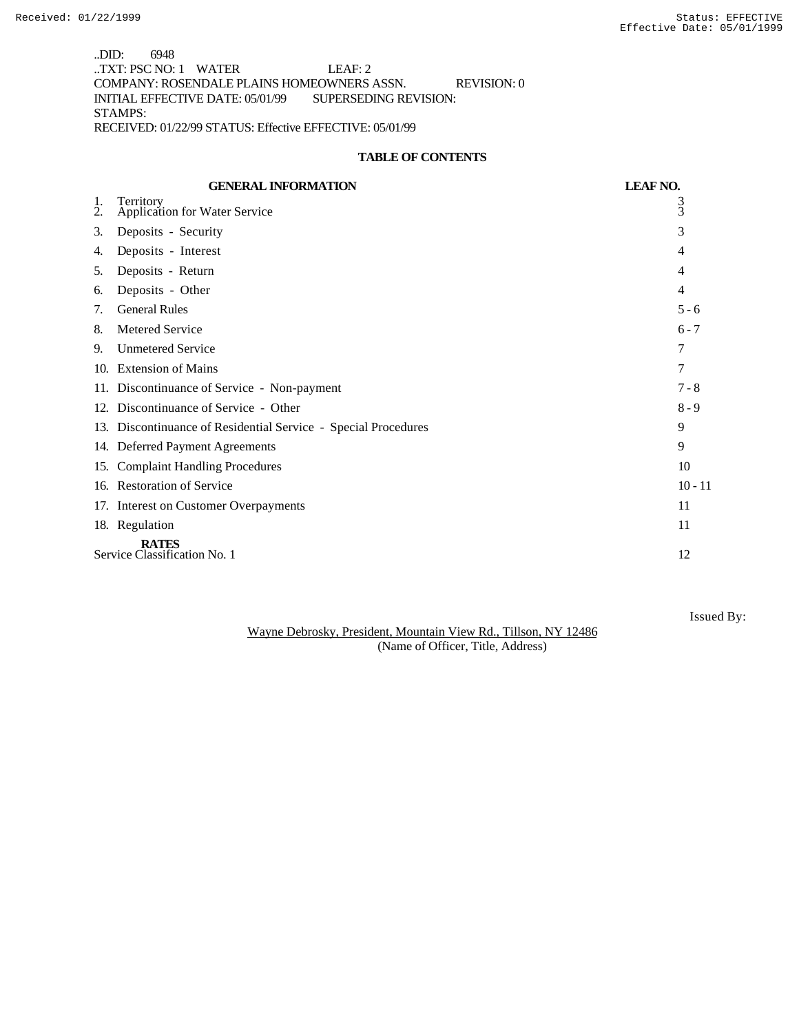..DID: 6948
..TXT: PSC NO: 1 WATER LEAF: 2
COMPANY: ROSENDALE PLAINS HOMEOWNERS ASSN. REVISION: 0
INITIAL EFFECTIVE DATE: 05/01/99 SUPERSEDING REVISION:
STAMPS:
RECEIVED: 01/22/99 STATUS: Effective EFFECTIVE: 05/01/99

## TABLE OF CONTENTS

| GENERAL INFORMATION | LEAF NO. |
|---|---|
| 1. Territory | 3 |
| 2. Application for Water Service | 3 |
| 3. Deposits - Security | 3 |
| 4. Deposits - Interest | 4 |
| 5. Deposits - Return | 4 |
| 6. Deposits - Other | 4 |
| 7. General Rules | 5 - 6 |
| 8. Metered Service | 6 - 7 |
| 9. Unmetered Service | 7 |
| 10. Extension of Mains | 7 |
| 11. Discontinuance of Service - Non-payment | 7 - 8 |
| 12. Discontinuance of Service - Other | 8 - 9 |
| 13. Discontinuance of Residential Service - Special Procedures | 9 |
| 14. Deferred Payment Agreements | 9 |
| 15. Complaint Handling Procedures | 10 |
| 16. Restoration of Service | 10 - 11 |
| 17. Interest on Customer Overpayments | 11 |
| 18. Regulation | 11 |
| **RATES** | |
| Service Classification No. 1 | 12 |

Issued By:

Wayne Debrosky, President, Mountain View Rd., Tillson, NY 12486
(Name of Officer, Title, Address)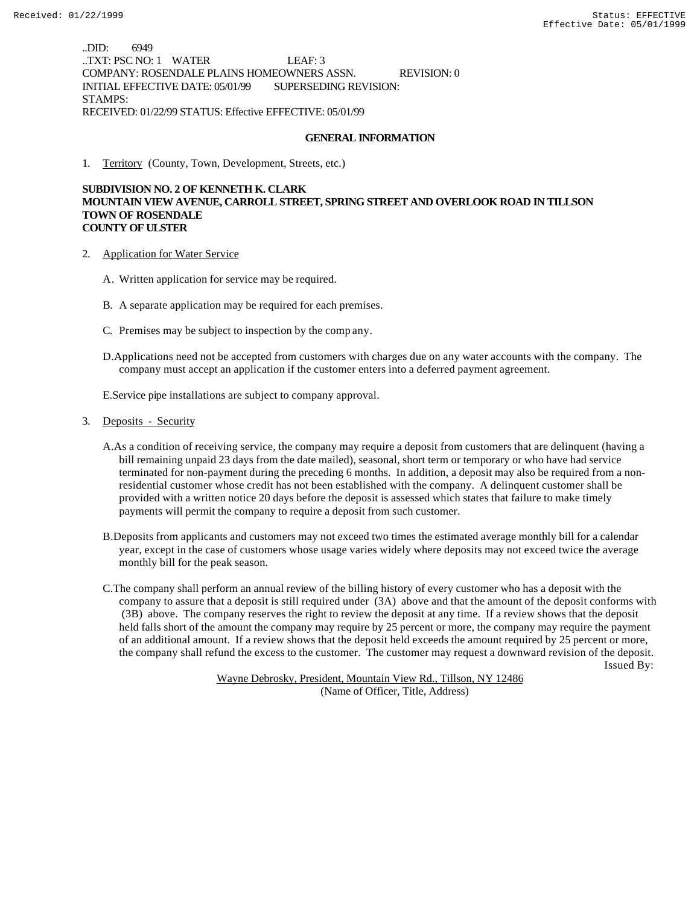..DID: 6949
..TXT: PSC NO: 1 WATER LEAF: 3
COMPANY: ROSENDALE PLAINS HOMEOWNERS ASSN. REVISION: 0
INITIAL EFFECTIVE DATE: 05/01/99 SUPERSEDING REVISION:
STAMPS:
RECEIVED: 01/22/99 STATUS: Effective EFFECTIVE: 05/01/99

## GENERAL INFORMATION

1. Territory (County, Town, Development, Streets, etc.)

**SUBDIVISION NO. 2 OF KENNETH K. CLARK**
**MOUNTAIN VIEW AVENUE, CARROLL STREET, SPRING STREET AND OVERLOOK ROAD IN TILLSON**
**TOWN OF ROSENDALE**
**COUNTY OF ULSTER**

2. Application for Water Service

   A. Written application for service may be required.

   B. A separate application may be required for each premises.

   C. Premises may be subject to inspection by the company.

   D. Applications need not be accepted from customers with charges due on any water accounts with the company. The company must accept an application if the customer enters into a deferred payment agreement.

   E. Service pipe installations are subject to company approval.

3. Deposits - Security

   A. As a condition of receiving service, the company may require a deposit from customers that are delinquent (having a bill remaining unpaid 23 days from the date mailed), seasonal, short term or temporary or who have had service terminated for non-payment during the preceding 6 months. In addition, a deposit may also be required from a non-residential customer whose credit has not been established with the company. A delinquent customer shall be provided with a written notice 20 days before the deposit is assessed which states that failure to make timely payments will permit the company to require a deposit from such customer.

   B. Deposits from applicants and customers may not exceed two times the estimated average monthly bill for a calendar year, except in the case of customers whose usage varies widely where deposits may not exceed twice the average monthly bill for the peak season.

   C. The company shall perform an annual review of the billing history of every customer who has a deposit with the company to assure that a deposit is still required under (3A) above and that the amount of the deposit conforms with (3B) above. The company reserves the right to review the deposit at any time. If a review shows that the deposit held falls short of the amount the company may require by 25 percent or more, the company may require the payment of an additional amount. If a review shows that the deposit held exceeds the amount required by 25 percent or more, the company shall refund the excess to the customer. The customer may request a downward revision of the deposit.

Issued By:

Wayne Debrosky, President, Mountain View Rd., Tillson, NY 12486
(Name of Officer, Title, Address)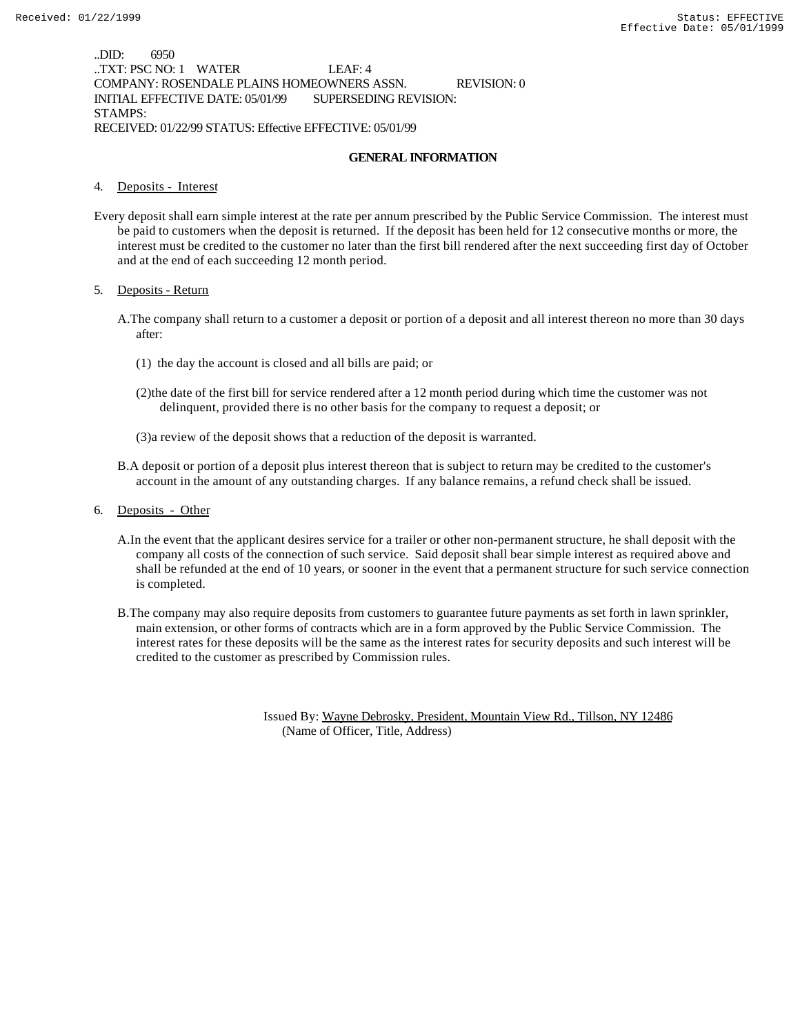..DID: 6950
..TXT: PSC NO: 1 WATER LEAF: 4
COMPANY: ROSENDALE PLAINS HOMEOWNERS ASSN. REVISION: 0
INITIAL EFFECTIVE DATE: 05/01/99 SUPERSEDING REVISION:
STAMPS:
RECEIVED: 01/22/99 STATUS: Effective EFFECTIVE: 05/01/99

## GENERAL INFORMATION

4. Deposits - Interest

Every deposit shall earn simple interest at the rate per annum prescribed by the Public Service Commission. The interest must be paid to customers when the deposit is returned. If the deposit has been held for 12 consecutive months or more, the interest must be credited to the customer no later than the first bill rendered after the next succeeding first day of October and at the end of each succeeding 12 month period.

5. Deposits - Return

A. The company shall return to a customer a deposit or portion of a deposit and all interest thereon no more than 30 days after:

(1) the day the account is closed and all bills are paid; or

(2) the date of the first bill for service rendered after a 12 month period during which time the customer was not delinquent, provided there is no other basis for the company to request a deposit; or

(3) a review of the deposit shows that a reduction of the deposit is warranted.

B. A deposit or portion of a deposit plus interest thereon that is subject to return may be credited to the customer's account in the amount of any outstanding charges. If any balance remains, a refund check shall be issued.

6. Deposits - Other

A. In the event that the applicant desires service for a trailer or other non-permanent structure, he shall deposit with the company all costs of the connection of such service. Said deposit shall bear simple interest as required above and shall be refunded at the end of 10 years, or sooner in the event that a permanent structure for such service connection is completed.

B. The company may also require deposits from customers to guarantee future payments as set forth in lawn sprinkler, main extension, or other forms of contracts which are in a form approved by the Public Service Commission. The interest rates for these deposits will be the same as the interest rates for security deposits and such interest will be credited to the customer as prescribed by Commission rules.

Issued By: Wayne Debrosky, President, Mountain View Rd., Tillson, NY 12486
(Name of Officer, Title, Address)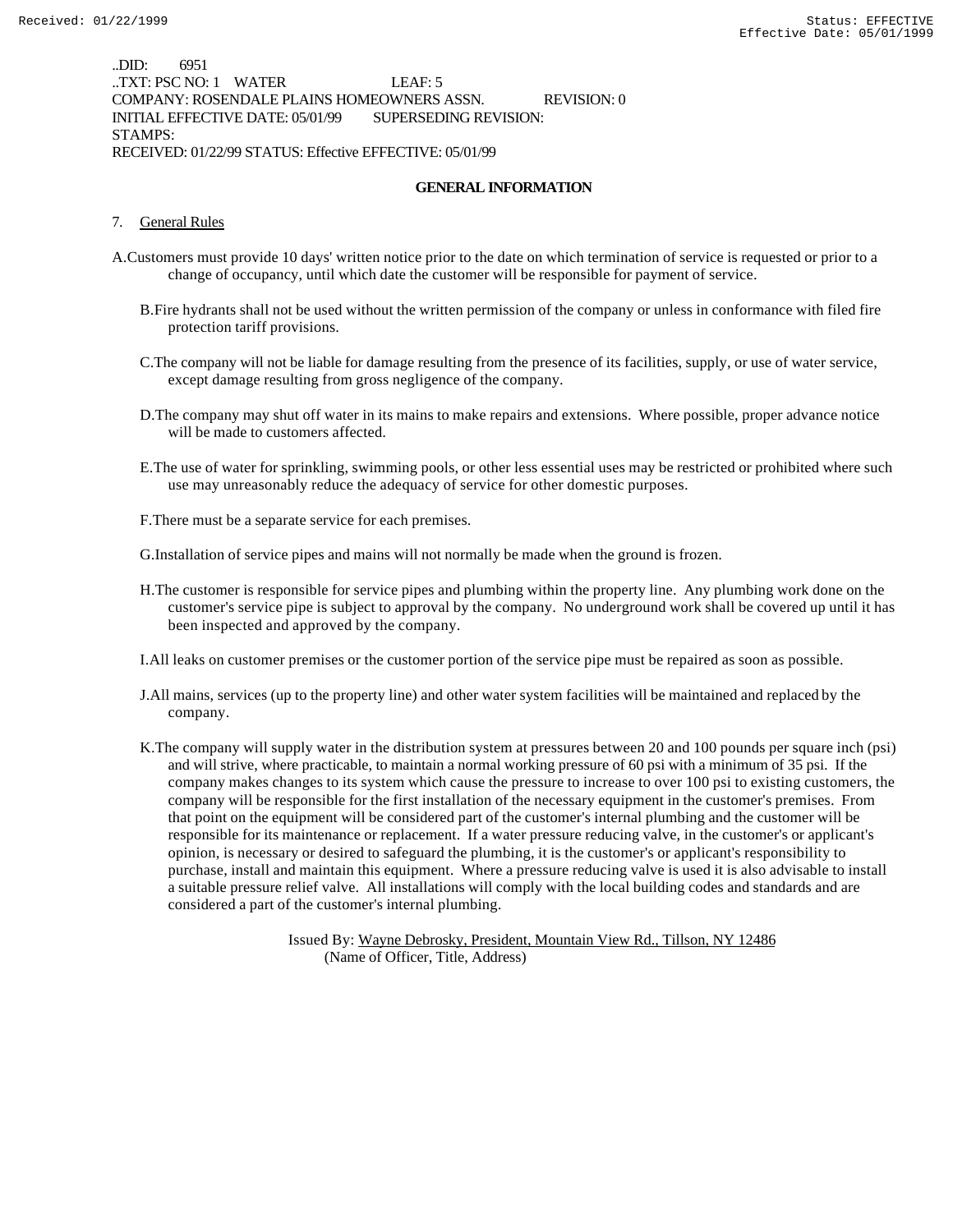..DID: 6951
..TXT: PSC NO: 1 WATER LEAF: 5
COMPANY: ROSENDALE PLAINS HOMEOWNERS ASSN. REVISION: 0
INITIAL EFFECTIVE DATE: 05/01/99 SUPERSEDING REVISION:
STAMPS:
RECEIVED: 01/22/99 STATUS: Effective EFFECTIVE: 05/01/99

## GENERAL INFORMATION

7. General Rules

A. Customers must provide 10 days' written notice prior to the date on which termination of service is requested or prior to a change of occupancy, until which date the customer will be responsible for payment of service.

B. Fire hydrants shall not be used without the written permission of the company or unless in conformance with filed fire protection tariff provisions.

C. The company will not be liable for damage resulting from the presence of its facilities, supply, or use of water service, except damage resulting from gross negligence of the company.

D. The company may shut off water in its mains to make repairs and extensions. Where possible, proper advance notice will be made to customers affected.

E. The use of water for sprinkling, swimming pools, or other less essential uses may be restricted or prohibited where such use may unreasonably reduce the adequacy of service for other domestic purposes.

F. There must be a separate service for each premises.

G. Installation of service pipes and mains will not normally be made when the ground is frozen.

H. The customer is responsible for service pipes and plumbing within the property line. Any plumbing work done on the customer's service pipe is subject to approval by the company. No underground work shall be covered up until it has been inspected and approved by the company.

I. All leaks on customer premises or the customer portion of the service pipe must be repaired as soon as possible.

J. All mains, services (up to the property line) and other water system facilities will be maintained and replaced by the company.

K. The company will supply water in the distribution system at pressures between 20 and 100 pounds per square inch (psi) and will strive, where practicable, to maintain a normal working pressure of 60 psi with a minimum of 35 psi. If the company makes changes to its system which cause the pressure to increase to over 100 psi to existing customers, the company will be responsible for the first installation of the necessary equipment in the customer's premises. From that point on the equipment will be considered part of the customer's internal plumbing and the customer will be responsible for its maintenance or replacement. If a water pressure reducing valve, in the customer's or applicant's opinion, is necessary or desired to safeguard the plumbing, it is the customer's or applicant's responsibility to purchase, install and maintain this equipment. Where a pressure reducing valve is used it is also advisable to install a suitable pressure relief valve. All installations will comply with the local building codes and standards and are considered a part of the customer's internal plumbing.

Issued By: Wayne Debrosky, President, Mountain View Rd., Tillson, NY 12486
(Name of Officer, Title, Address)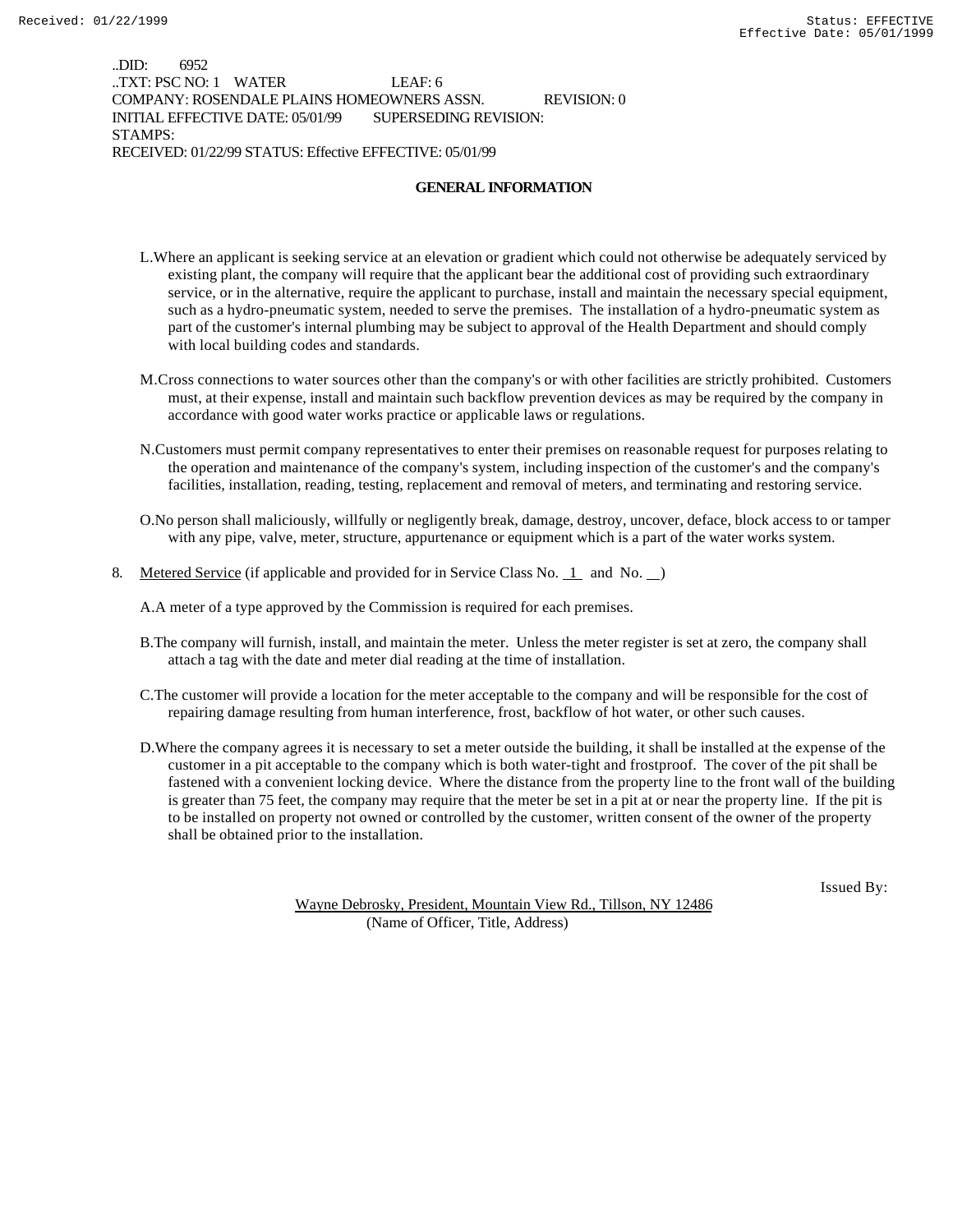..DID: 6952
..TXT: PSC NO: 1 WATER LEAF: 6
COMPANY: ROSENDALE PLAINS HOMEOWNERS ASSN. REVISION: 0
INITIAL EFFECTIVE DATE: 05/01/99 SUPERSEDING REVISION:
STAMPS:
RECEIVED: 01/22/99 STATUS: Effective EFFECTIVE: 05/01/99

## GENERAL INFORMATION

L. Where an applicant is seeking service at an elevation or gradient which could not otherwise be adequately serviced by existing plant, the company will require that the applicant bear the additional cost of providing such extraordinary service, or in the alternative, require the applicant to purchase, install and maintain the necessary special equipment, such as a hydro-pneumatic system, needed to serve the premises. The installation of a hydro-pneumatic system as part of the customer's internal plumbing may be subject to approval of the Health Department and should comply with local building codes and standards.

M. Cross connections to water sources other than the company's or with other facilities are strictly prohibited. Customers must, at their expense, install and maintain such backflow prevention devices as may be required by the company in accordance with good water works practice or applicable laws or regulations.

N. Customers must permit company representatives to enter their premises on reasonable request for purposes relating to the operation and maintenance of the company's system, including inspection of the customer's and the company's facilities, installation, reading, testing, replacement and removal of meters, and terminating and restoring service.

O. No person shall maliciously, willfully or negligently break, damage, destroy, uncover, deface, block access to or tamper with any pipe, valve, meter, structure, appurtenance or equipment which is a part of the water works system.

8. Metered Service (if applicable and provided for in Service Class No. 1 and No. __)

A. A meter of a type approved by the Commission is required for each premises.

B. The company will furnish, install, and maintain the meter. Unless the meter register is set at zero, the company shall attach a tag with the date and meter dial reading at the time of installation.

C. The customer will provide a location for the meter acceptable to the company and will be responsible for the cost of repairing damage resulting from human interference, frost, backflow of hot water, or other such causes.

D. Where the company agrees it is necessary to set a meter outside the building, it shall be installed at the expense of the customer in a pit acceptable to the company which is both water-tight and frostproof. The cover of the pit shall be fastened with a convenient locking device. Where the distance from the property line to the front wall of the building is greater than 75 feet, the company may require that the meter be set in a pit at or near the property line. If the pit is to be installed on property not owned or controlled by the customer, written consent of the owner of the property shall be obtained prior to the installation.

Issued By:

Wayne Debrosky, President, Mountain View Rd., Tillson, NY 12486
(Name of Officer, Title, Address)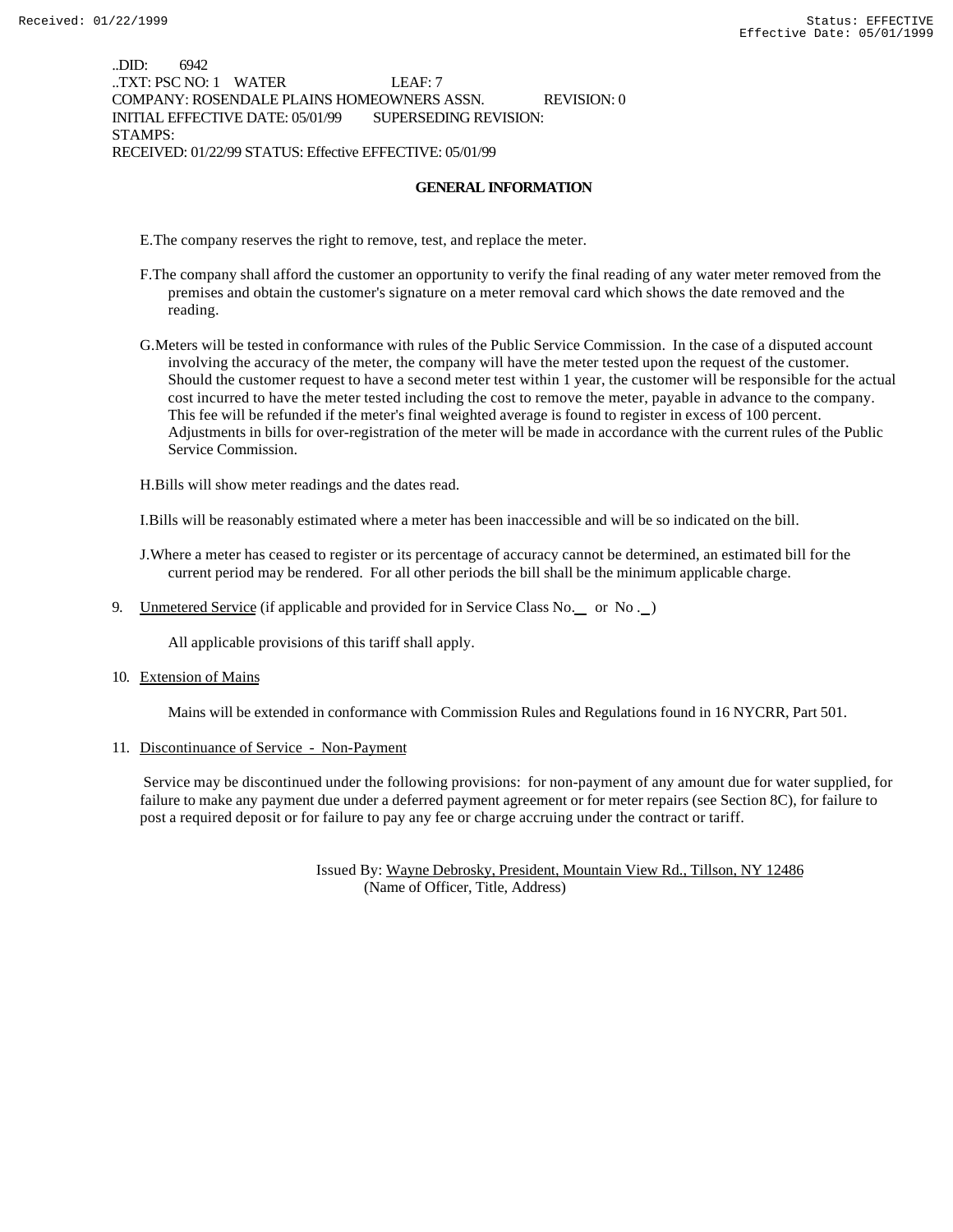..DID: 6942
..TXT: PSC NO: 1 WATER LEAF: 7
COMPANY: ROSENDALE PLAINS HOMEOWNERS ASSN. REVISION: 0
INITIAL EFFECTIVE DATE: 05/01/99 SUPERSEDING REVISION:
STAMPS:
RECEIVED: 01/22/99 STATUS: Effective EFFECTIVE: 05/01/99

## GENERAL INFORMATION

E. The company reserves the right to remove, test, and replace the meter.

F. The company shall afford the customer an opportunity to verify the final reading of any water meter removed from the premises and obtain the customer's signature on a meter removal card which shows the date removed and the reading.

G. Meters will be tested in conformance with rules of the Public Service Commission. In the case of a disputed account involving the accuracy of the meter, the company will have the meter tested upon the request of the customer. Should the customer request to have a second meter test within 1 year, the customer will be responsible for the actual cost incurred to have the meter tested including the cost to remove the meter, payable in advance to the company. This fee will be refunded if the meter's final weighted average is found to register in excess of 100 percent. Adjustments in bills for over-registration of the meter will be made in accordance with the current rules of the Public Service Commission.

H. Bills will show meter readings and the dates read.

I. Bills will be reasonably estimated where a meter has been inaccessible and will be so indicated on the bill.

J. Where a meter has ceased to register or its percentage of accuracy cannot be determined, an estimated bill for the current period may be rendered. For all other periods the bill shall be the minimum applicable charge.

9. Unmetered Service (if applicable and provided for in Service Class No.__ or No .__)

   All applicable provisions of this tariff shall apply.

10. Extension of Mains

    Mains will be extended in conformance with Commission Rules and Regulations found in 16 NYCRR, Part 501.

11. Discontinuance of Service - Non-Payment

    Service may be discontinued under the following provisions: for non-payment of any amount due for water supplied, for failure to make any payment due under a deferred payment agreement or for meter repairs (see Section 8C), for failure to post a required deposit or for failure to pay any fee or charge accruing under the contract or tariff.

Issued By: Wayne Debrosky, President, Mountain View Rd., Tillson, NY 12486
(Name of Officer, Title, Address)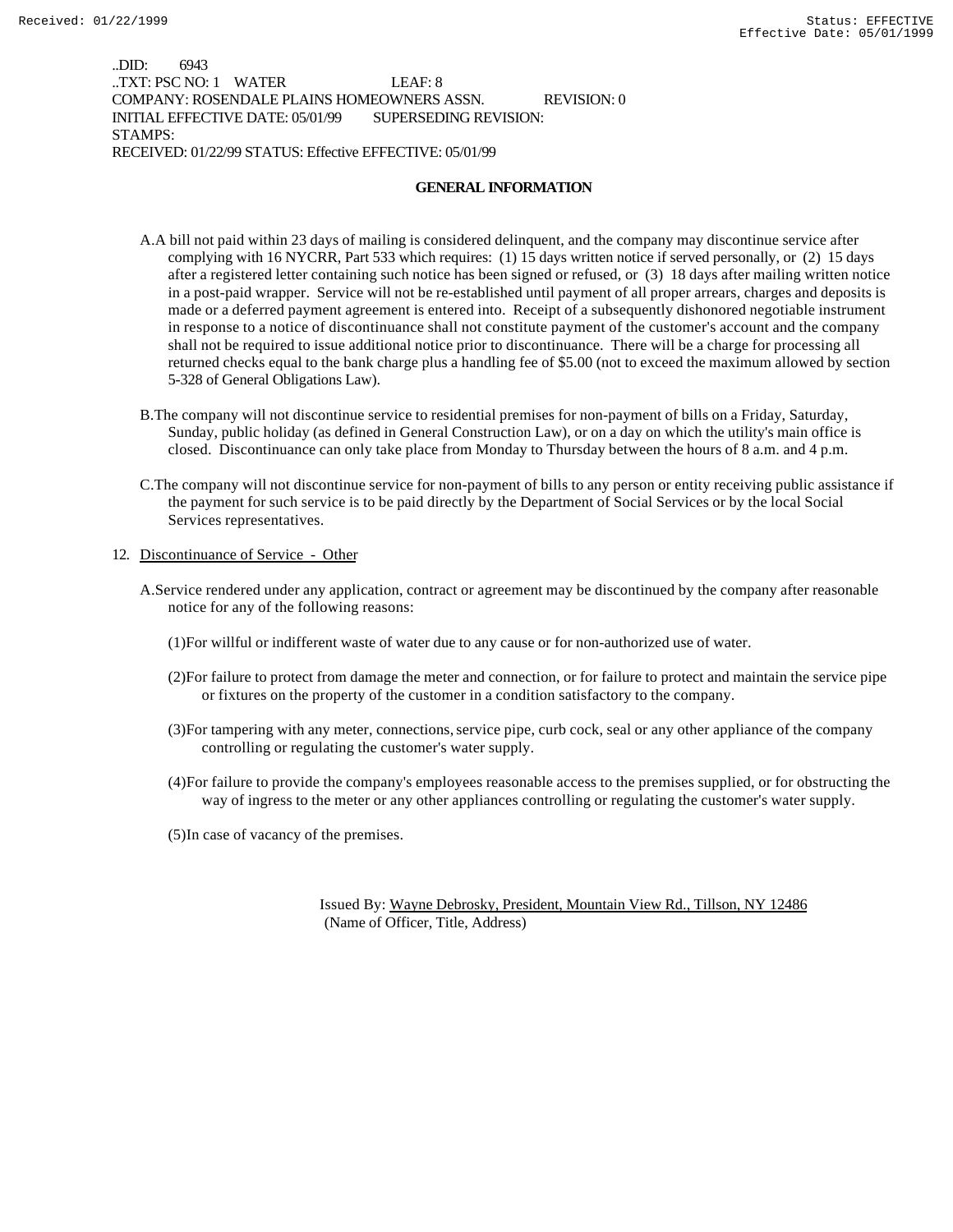..DID: 6943
..TXT: PSC NO: 1 WATER LEAF: 8
COMPANY: ROSENDALE PLAINS HOMEOWNERS ASSN. REVISION: 0
INITIAL EFFECTIVE DATE: 05/01/99 SUPERSEDING REVISION:
STAMPS:
RECEIVED: 01/22/99 STATUS: Effective EFFECTIVE: 05/01/99

**GENERAL INFORMATION**

A. A bill not paid within 23 days of mailing is considered delinquent, and the company may discontinue service after complying with 16 NYCRR, Part 533 which requires: (1) 15 days written notice if served personally, or (2) 15 days after a registered letter containing such notice has been signed or refused, or (3) 18 days after mailing written notice in a post-paid wrapper. Service will not be re-established until payment of all proper arrears, charges and deposits is made or a deferred payment agreement is entered into. Receipt of a subsequently dishonored negotiable instrument in response to a notice of discontinuance shall not constitute payment of the customer's account and the company shall not be required to issue additional notice prior to discontinuance. There will be a charge for processing all returned checks equal to the bank charge plus a handling fee of $5.00 (not to exceed the maximum allowed by section 5-328 of General Obligations Law).

B. The company will not discontinue service to residential premises for non-payment of bills on a Friday, Saturday, Sunday, public holiday (as defined in General Construction Law), or on a day on which the utility's main office is closed. Discontinuance can only take place from Monday to Thursday between the hours of 8 a.m. and 4 p.m.

C. The company will not discontinue service for non-payment of bills to any person or entity receiving public assistance if the payment for such service is to be paid directly by the Department of Social Services or by the local Social Services representatives.

12. Discontinuance of Service - Other

A. Service rendered under any application, contract or agreement may be discontinued by the company after reasonable notice for any of the following reasons:

(1) For willful or indifferent waste of water due to any cause or for non-authorized use of water.

(2) For failure to protect from damage the meter and connection, or for failure to protect and maintain the service pipe or fixtures on the property of the customer in a condition satisfactory to the company.

(3) For tampering with any meter, connections, service pipe, curb cock, seal or any other appliance of the company controlling or regulating the customer's water supply.

(4) For failure to provide the company's employees reasonable access to the premises supplied, or for obstructing the way of ingress to the meter or any other appliances controlling or regulating the customer's water supply.

(5) In case of vacancy of the premises.

Issued By: Wayne Debrosky, President, Mountain View Rd., Tillson, NY 12486
(Name of Officer, Title, Address)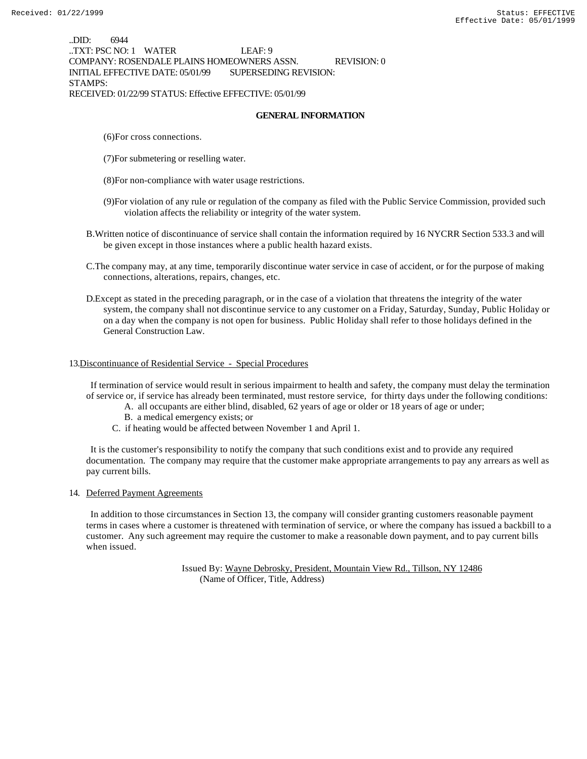..DID: 6944
..TXT: PSC NO: 1 WATER LEAF: 9
COMPANY: ROSENDALE PLAINS HOMEOWNERS ASSN. REVISION: 0
INITIAL EFFECTIVE DATE: 05/01/99 SUPERSEDING REVISION:
STAMPS:
RECEIVED: 01/22/99 STATUS: Effective EFFECTIVE: 05/01/99

## GENERAL INFORMATION

(6)For cross connections.

(7)For submetering or reselling water.

(8)For non-compliance with water usage restrictions.

(9)For violation of any rule or regulation of the company as filed with the Public Service Commission, provided such violation affects the reliability or integrity of the water system.

B.Written notice of discontinuance of service shall contain the information required by 16 NYCRR Section 533.3 and will be given except in those instances where a public health hazard exists.

C.The company may, at any time, temporarily discontinue water service in case of accident, or for the purpose of making connections, alterations, repairs, changes, etc.

D.Except as stated in the preceding paragraph, or in the case of a violation that threatens the integrity of the water system, the company shall not discontinue service to any customer on a Friday, Saturday, Sunday, Public Holiday or on a day when the company is not open for business. Public Holiday shall refer to those holidays defined in the General Construction Law.

13.Discontinuance of Residential Service - Special Procedures

If termination of service would result in serious impairment to health and safety, the company must delay the termination of service or, if service has already been terminated, must restore service, for thirty days under the following conditions:

A. all occupants are either blind, disabled, 62 years of age or older or 18 years of age or under;
B. a medical emergency exists; or
C. if heating would be affected between November 1 and April 1.

It is the customer's responsibility to notify the company that such conditions exist and to provide any required documentation. The company may require that the customer make appropriate arrangements to pay any arrears as well as pay current bills.

14. Deferred Payment Agreements

In addition to those circumstances in Section 13, the company will consider granting customers reasonable payment terms in cases where a customer is threatened with termination of service, or where the company has issued a backbill to a customer. Any such agreement may require the customer to make a reasonable down payment, and to pay current bills when issued.

Issued By: Wayne Debrosky, President, Mountain View Rd., Tillson, NY 12486
(Name of Officer, Title, Address)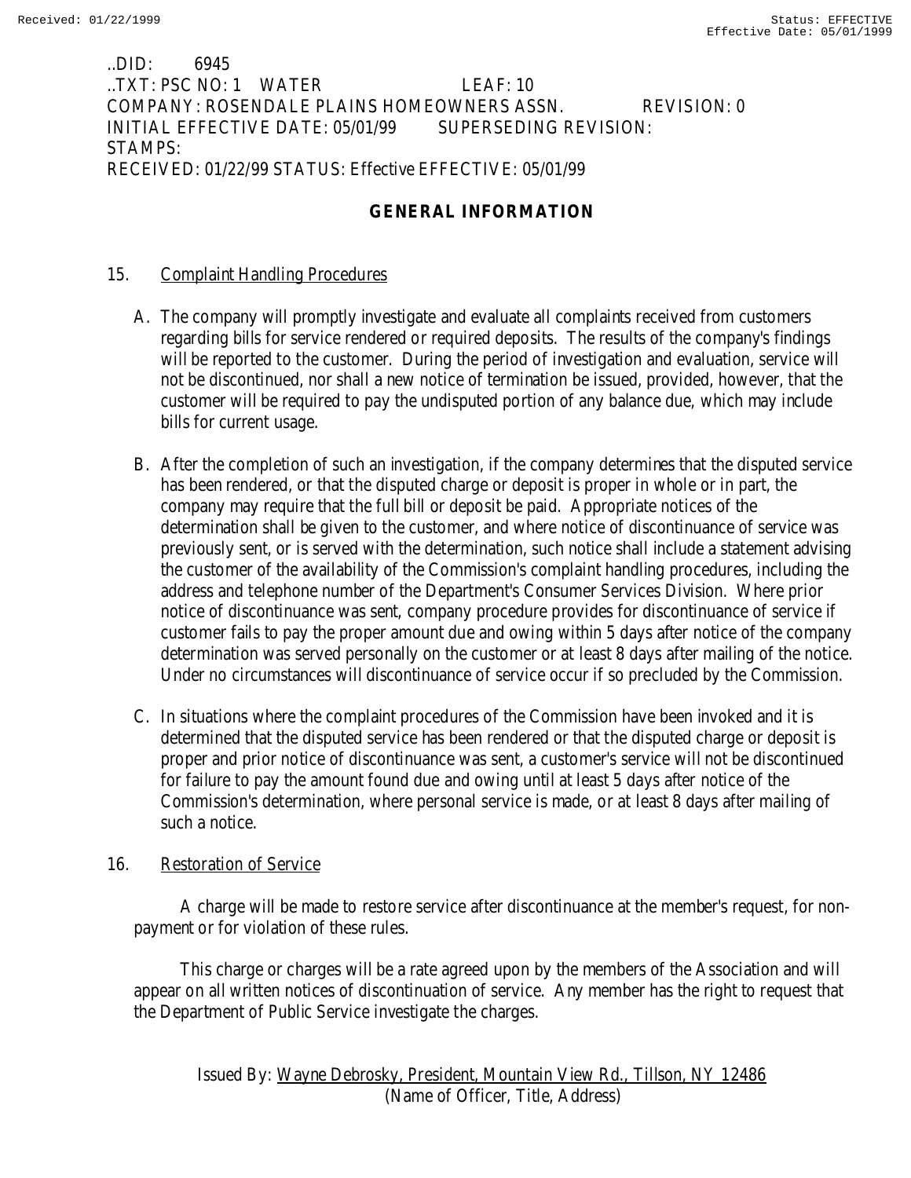..DID: 6945
..TXT: PSC NO: 1 WATER LEAF: 10
COMPANY: ROSENDALE PLAINS HOMEOWNERS ASSN. REVISION: 0
INITIAL EFFECTIVE DATE: 05/01/99 SUPERSEDING REVISION:
STAMPS:
RECEIVED: 01/22/99 STATUS: Effective EFFECTIVE: 05/01/99

## GENERAL INFORMATION

15. Complaint Handling Procedures

A. The company will promptly investigate and evaluate all complaints received from customers regarding bills for service rendered or required deposits. The results of the company's findings will be reported to the customer. During the period of investigation and evaluation, service will not be discontinued, nor shall a new notice of termination be issued, provided, however, that the customer will be required to pay the undisputed portion of any balance due, which may include bills for current usage.

B. After the completion of such an investigation, if the company determines that the disputed service has been rendered, or that the disputed charge or deposit is proper in whole or in part, the company may require that the full bill or deposit be paid. Appropriate notices of the determination shall be given to the customer, and where notice of discontinuance of service was previously sent, or is served with the determination, such notice shall include a statement advising the customer of the availability of the Commission's complaint handling procedures, including the address and telephone number of the Department's Consumer Services Division. Where prior notice of discontinuance was sent, company procedure provides for discontinuance of service if customer fails to pay the proper amount due and owing within 5 days after notice of the company determination was served personally on the customer or at least 8 days after mailing of the notice. Under no circumstances will discontinuance of service occur if so precluded by the Commission.

C. In situations where the complaint procedures of the Commission have been invoked and it is determined that the disputed service has been rendered or that the disputed charge or deposit is proper and prior notice of discontinuance was sent, a customer's service will not be discontinued for failure to pay the amount found due and owing until at least 5 days after notice of the Commission's determination, where personal service is made, or at least 8 days after mailing of such a notice.

16. Restoration of Service

A charge will be made to restore service after discontinuance at the member's request, for non-payment or for violation of these rules.

This charge or charges will be a rate agreed upon by the members of the Association and will appear on all written notices of discontinuation of service. Any member has the right to request that the Department of Public Service investigate the charges.

Issued By: Wayne Debrosky, President, Mountain View Rd., Tillson, NY 12486
(Name of Officer, Title, Address)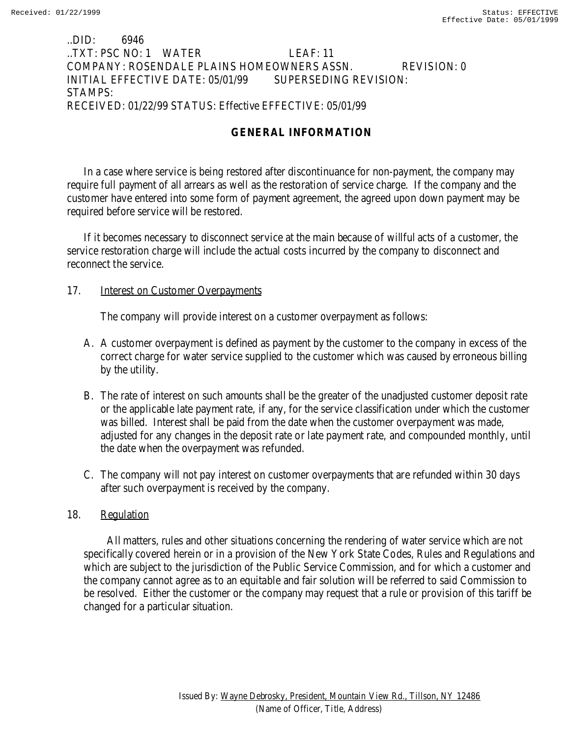..DID: 6946
..TXT: PSC NO: 1 WATER LEAF: 11
COMPANY: ROSENDALE PLAINS HOMEOWNERS ASSN. REVISION: 0
INITIAL EFFECTIVE DATE: 05/01/99 SUPERSEDING REVISION:
STAMPS:
RECEIVED: 01/22/99 STATUS: Effective EFFECTIVE: 05/01/99

## GENERAL INFORMATION

In a case where service is being restored after discontinuance for non-payment, the company may require full payment of all arrears as well as the restoration of service charge. If the company and the customer have entered into some form of payment agreement, the agreed upon down payment may be required before service will be restored.

If it becomes necessary to disconnect service at the main because of willful acts of a customer, the service restoration charge will include the actual costs incurred by the company to disconnect and reconnect the service.

17. Interest on Customer Overpayments

The company will provide interest on a customer overpayment as follows:

A. A customer overpayment is defined as payment by the customer to the company in excess of the correct charge for water service supplied to the customer which was caused by erroneous billing by the utility.

B. The rate of interest on such amounts shall be the greater of the unadjusted customer deposit rate or the applicable late payment rate, if any, for the service classification under which the customer was billed. Interest shall be paid from the date when the customer overpayment was made, adjusted for any changes in the deposit rate or late payment rate, and compounded monthly, until the date when the overpayment was refunded.

C. The company will not pay interest on customer overpayments that are refunded within 30 days after such overpayment is received by the company.

18. Regulation

All matters, rules and other situations concerning the rendering of water service which are not specifically covered herein or in a provision of the New York State Codes, Rules and Regulations and which are subject to the jurisdiction of the Public Service Commission, and for which a customer and the company cannot agree as to an equitable and fair solution will be referred to said Commission to be resolved. Either the customer or the company may request that a rule or provision of this tariff be changed for a particular situation.

Issued By: Wayne Debrosky, President, Mountain View Rd., Tillson, NY 12486
(Name of Officer, Title, Address)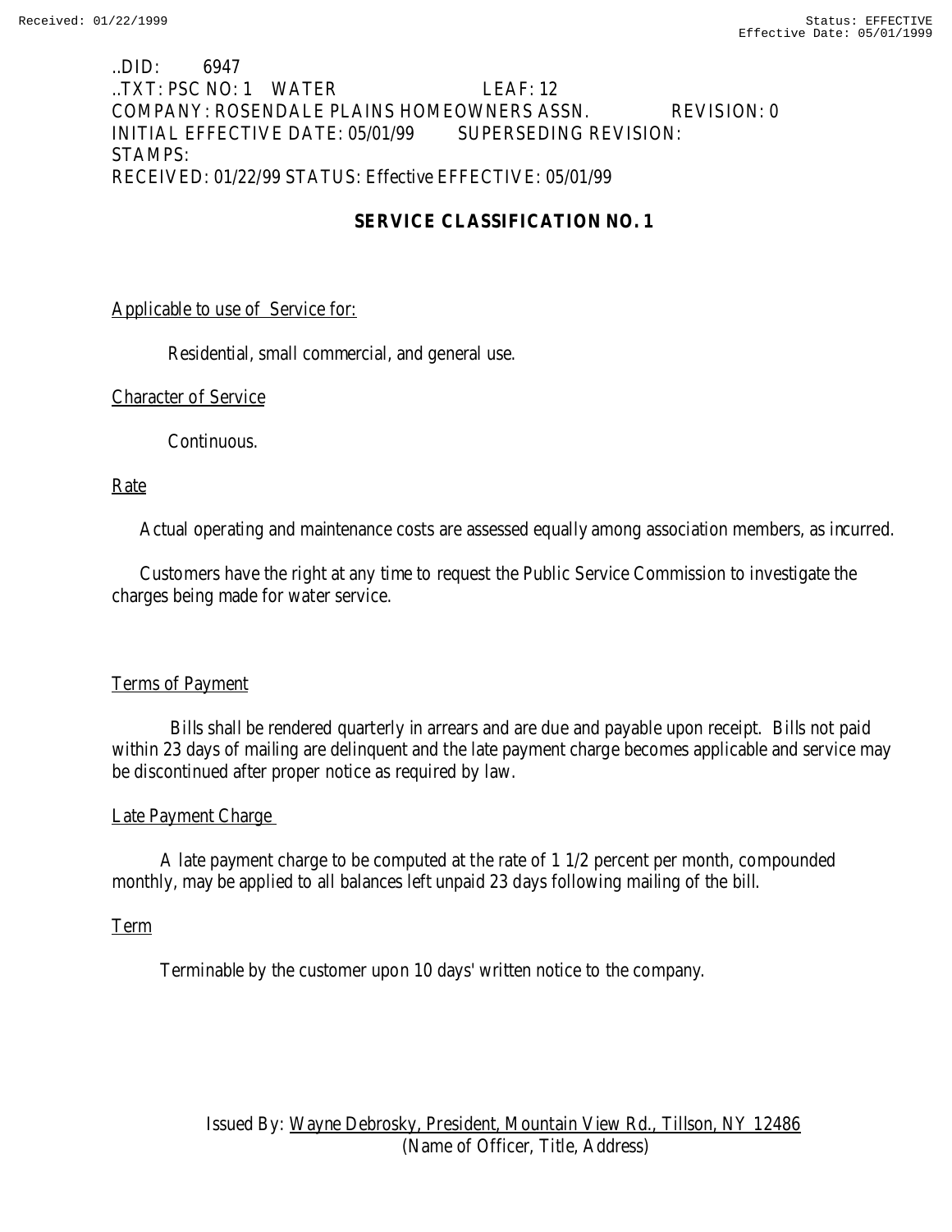..DID: 6947
..TXT: PSC NO: 1 WATER LEAF: 12
COMPANY: ROSENDALE PLAINS HOMEOWNERS ASSN. REVISION: 0
INITIAL EFFECTIVE DATE: 05/01/99 SUPERSEDING REVISION:
STAMPS:
RECEIVED: 01/22/99 STATUS: Effective EFFECTIVE: 05/01/99

## SERVICE CLASSIFICATION NO. 1

Applicable to use of Service for:

Residential, small commercial, and general use.

Character of Service

Continuous.

Rate

Actual operating and maintenance costs are assessed equally among association members, as incurred.

Customers have the right at any time to request the Public Service Commission to investigate the charges being made for water service.

Terms of Payment

Bills shall be rendered quarterly in arrears and are due and payable upon receipt. Bills not paid within 23 days of mailing are delinquent and the late payment charge becomes applicable and service may be discontinued after proper notice as required by law.

Late Payment Charge

A late payment charge to be computed at the rate of 1 1/2 percent per month, compounded monthly, may be applied to all balances left unpaid 23 days following mailing of the bill.

Term

Terminable by the customer upon 10 days' written notice to the company.

Issued By: Wayne Debrosky, President, Mountain View Rd., Tillson, NY 12486
(Name of Officer, Title, Address)